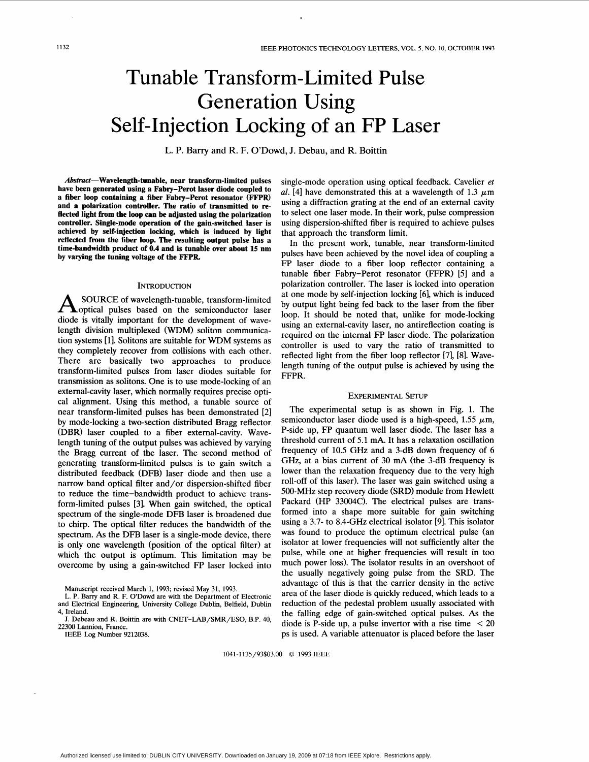# Tunable Transform-Limited Pulse Generation Using Self-Injection Locking of an FP Laser

L. P. Barry and R. F. O'Dowd, J. Debau, and R. Boittin

***Abstract*—Wavelength-tunable, near transform-limited pulses have been generated using a Fabry–Perot laser diode coupled to a fiber loop containing a fiber Fabry–Perot resonator (FFPR) and a polarization controller. The ratio of transmitted to reflected light from the loop can be adjusted using the polarization controller. Single-mode operation of the gain-switched laser is achieved by self-injection locking, which is induced by light reflected from the fiber loop. The resulting output pulse has a time-bandwidth product of 0.4 and is tunable over about 15 nm by varying the tuning voltage of the FFPR.**

## Introduction

A SOURCE of wavelength-tunable, transform-limited optical pulses based on the semiconductor laser diode is vitally important for the development of wavelength division multiplexed (WDM) soliton communication systems [1]. Solitons are suitable for WDM systems as they completely recover from collisions with each other. There are basically two approaches to produce transform-limited pulses from laser diodes suitable for transmission as solitons. One is to use mode-locking of an external-cavity laser, which normally requires precise optical alignment. Using this method, a tunable source of near transform-limited pulses has been demonstrated [2] by mode-locking a two-section distributed Bragg reflector (DBR) laser coupled to a fiber external-cavity. Wavelength tuning of the output pulses was achieved by varying the Bragg current of the laser. The second method of generating transform-limited pulses is to gain switch a distributed feedback (DFB) laser diode and then use a narrow band optical filter and/or dispersion-shifted fiber to reduce the time–bandwidth product to achieve transform-limited pulses [3]. When gain switched, the optical spectrum of the single-mode DFB laser is broadened due to chirp. The optical filter reduces the bandwidth of the spectrum. As the DFB laser is a single-mode device, there is only one wavelength (position of the optical filter) at which the output is optimum. This limitation may be overcome by using a gain-switched FP laser locked into single-mode operation using optical feedback. Cavelier *et al.* [4] have demonstrated this at a wavelength of 1.3 $\mu$m using a diffraction grating at the end of an external cavity to select one laser mode. In their work, pulse compression using dispersion-shifted fiber is required to achieve pulses that approach the transform limit.

In the present work, tunable, near transform-limited pulses have been achieved by the novel idea of coupling a FP laser diode to a fiber loop reflector containing a tunable fiber Fabry–Perot resonator (FFPR) [5] and a polarization controller. The laser is locked into operation at one mode by self-injection locking [6], which is induced by output light being fed back to the laser from the fiber loop. It should be noted that, unlike for mode-locking using an external-cavity laser, no antireflection coating is required on the internal FP laser diode. The polarization controller is used to vary the ratio of transmitted to reflected light from the fiber loop reflector [7], [8]. Wavelength tuning of the output pulse is achieved by using the FFPR.

## Experimental Setup

The experimental setup is as shown in Fig. 1. The semiconductor laser diode used is a high-speed, 1.55 $\mu$m, P-side up, FP quantum well laser diode. The laser has a threshold current of 5.1 mA. It has a relaxation oscillation frequency of 10.5 GHz and a 3-dB down frequency of 6 GHz, at a bias current of 30 mA (the 3-dB frequency is lower than the relaxation frequency due to the very high roll-off of this laser). The laser was gain switched using a 500-MHz step recovery diode (SRD) module from Hewlett Packard (HP 33004C). The electrical pulses are transformed into a shape more suitable for gain switching using a 3.7- to 8.4-GHz electrical isolator [9]. This isolator was found to produce the optimum electrical pulse (an isolator at lower frequencies will not sufficiently alter the pulse, while one at higher frequencies will result in too much power loss). The isolator results in an overshoot of the usually negatively going pulse from the SRD. The advantage of this is that the carrier density in the active area of the laser diode is quickly reduced, which leads to a reduction of the pedestal problem usually associated with the falling edge of gain-switched optical pulses. As the diode is P-side up, a pulse invertor with a rise time < 20 ps is used. A variable attenuator is placed before the laser

Manuscript received March 1, 1993; revised May 31, 1993.

L. P. Barry and R. F. O'Dowd are with the Department of Electronic and Electrical Engineering, University College Dublin, Belfield, Dublin 4, Ireland.

J. Debau and R. Boittin are with CNET–LAB/SMR/ESO, B.P. 40, 22300 Lannion, France.

IEEE Log Number 9212038.

1041-1135/93$03.00 © 1993 IEEE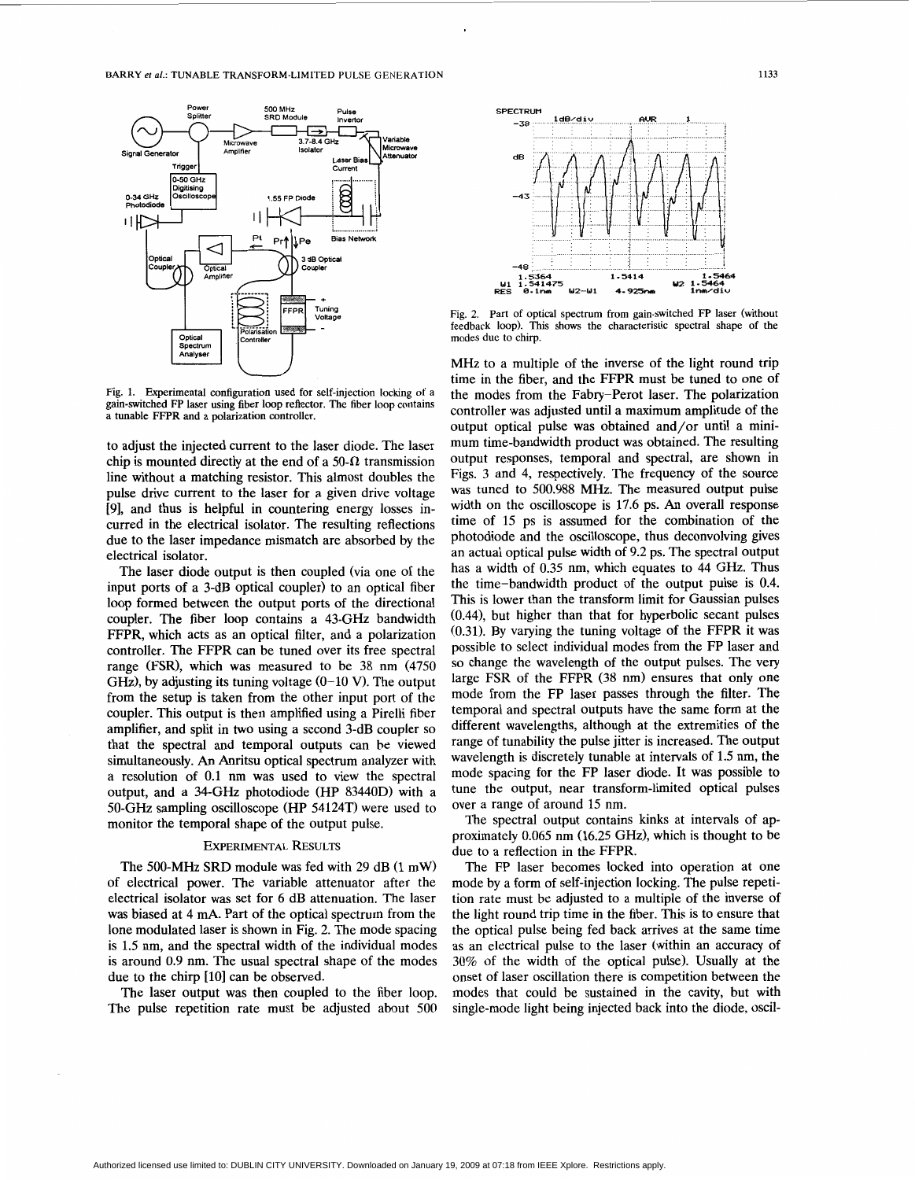Fig. 1. Experimental configuration used for self-injection locking of a gain-switched FP laser using fiber loop reflector. The fiber loop contains a tunable FFPR and a polarization controller.

to adjust the injected current to the laser diode. The laser chip is mounted directly at the end of a 50-Ω transmission line without a matching resistor. This almost doubles the pulse drive current to the laser for a given drive voltage [9], and thus is helpful in countering energy losses incurred in the electrical isolator. The resulting reflections due to the laser impedance mismatch are absorbed by the electrical isolator.

The laser diode output is then coupled (via one of the input ports of a 3-dB optical coupler) to an optical fiber loop formed between the output ports of the directional coupler. The fiber loop contains a 43-GHz bandwidth FFPR, which acts as an optical filter, and a polarization controller. The FFPR can be tuned over its free spectral range (FSR), which was measured to be 38 nm (4750 GHz), by adjusting its tuning voltage (0–10 V). The output from the setup is taken from the other input port of the coupler. This output is then amplified using a Pirelli fiber amplifier, and split in two using a second 3-dB coupler so that the spectral and temporal outputs can be viewed simultaneously. An Anritsu optical spectrum analyzer with a resolution of 0.1 nm was used to view the spectral output, and a 34-GHz photodiode (HP 83440D) with a 50-GHz sampling oscilloscope (HP 54124T) were used to monitor the temporal shape of the output pulse.

## Experimental Results

The 500-MHz SRD module was fed with 29 dB (1 mW) of electrical power. The variable attenuator after the electrical isolator was set for 6 dB attenuation. The laser was biased at 4 mA. Part of the optical spectrum from the lone modulated laser is shown in Fig. 2. The mode spacing is 1.5 nm, and the spectral width of the individual modes is around 0.9 nm. The usual spectral shape of the modes due to the chirp [10] can be observed.

The laser output was then coupled to the fiber loop. The pulse repetition rate must be adjusted about 500 MHz to a multiple of the inverse of the light round trip time in the fiber, and the FFPR must be tuned to one of the modes from the Fabry–Perot laser. The polarization controller was adjusted until a maximum amplitude of the output optical pulse was obtained and/or until a minimum time-bandwidth product was obtained. The resulting output responses, temporal and spectral, are shown in Figs. 3 and 4, respectively. The frequency of the source was tuned to 500.988 MHz. The measured output pulse width on the oscilloscope is 17.6 ps. An overall response time of 15 ps is assumed for the combination of the photodiode and the oscilloscope, thus deconvolving gives an actual optical pulse width of 9.2 ps. The spectral output has a width of 0.35 nm, which equates to 44 GHz. Thus the time–bandwidth product of the output pulse is 0.4. This is lower than the transform limit for Gaussian pulses (0.44), but higher than that for hyperbolic secant pulses (0.31). By varying the tuning voltage of the FFPR it was possible to select individual modes from the FP laser and so change the wavelength of the output pulses. The very large FSR of the FFPR (38 nm) ensures that only one mode from the FP laser passes through the filter. The temporal and spectral outputs have the same form at the different wavelengths, although at the extremities of the range of tunability the pulse jitter is increased. The output wavelength is discretely tunable at intervals of 1.5 nm, the mode spacing for the FP laser diode. It was possible to tune the output, near transform-limited optical pulses over a range of around 15 nm.

Fig. 2. Part of optical spectrum from gain-switched FP laser (without feedback loop). This shows the characteristic spectral shape of the modes due to chirp.

The spectral output contains kinks at intervals of approximately 0.065 nm (16.25 GHz), which is thought to be due to a reflection in the FFPR.

The FP laser becomes locked into operation at one mode by a form of self-injection locking. The pulse repetition rate must be adjusted to a multiple of the inverse of the light round trip time in the fiber. This is to ensure that the optical pulse being fed back arrives at the same time as an electrical pulse to the laser (within an accuracy of 30% of the width of the optical pulse). Usually at the onset of laser oscillation there is competition between the modes that could be sustained in the cavity, but with single-mode light being injected back into the diode, oscil-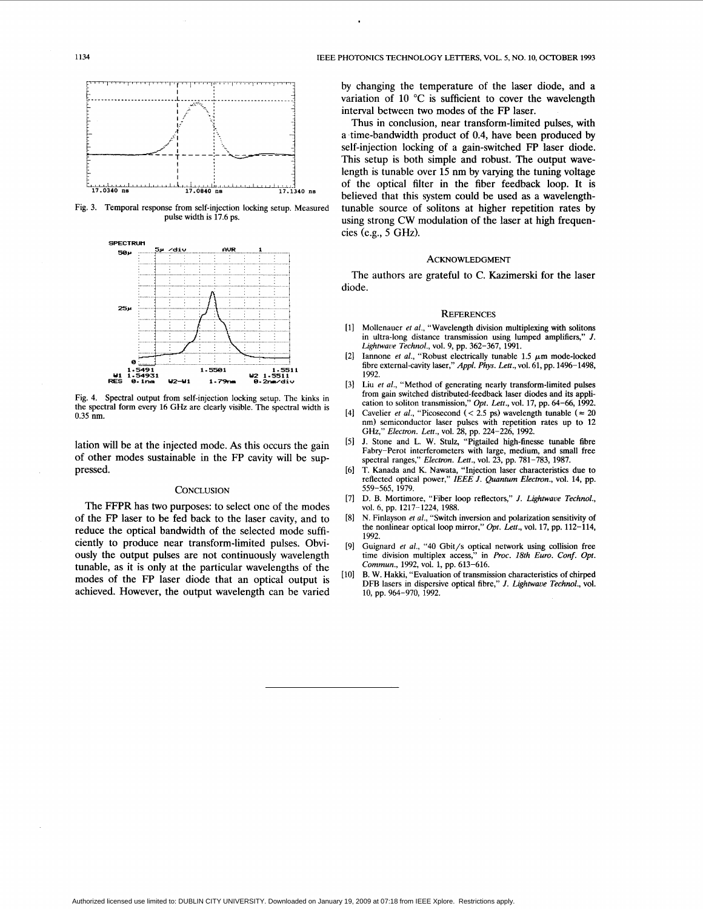17.0340 ns
17.0840 ns
17.1340 ns

Fig. 3. Temporal response from self-injection locking setup. Measured pulse width is 17.6 ps.

SPECTRUM
50μ
5μ /div
AVR 1
25μ
0
1.5491
1.5501
1.5511
W1 1.54931
W2 1.5511
RES 0.1nm
W2-W1 1.79nm
0.2nm/div

Fig. 4. Spectral output from self-injection locking setup. The kinks in the spectral form every 16 GHz are clearly visible. The spectral width is 0.35 nm.

lation will be at the injected mode. As this occurs the gain of other modes sustainable in the FP cavity will be suppressed.

## Conclusion

The FFPR has two purposes: to select one of the modes of the FP laser to be fed back to the laser cavity, and to reduce the optical bandwidth of the selected mode sufficiently to produce near transform-limited pulses. Obviously the output pulses are not continuously wavelength tunable, as it is only at the particular wavelengths of the modes of the FP laser diode that an optical output is achieved. However, the output wavelength can be varied by changing the temperature of the laser diode, and a variation of 10 °C is sufficient to cover the wavelength interval between two modes of the FP laser.

Thus in conclusion, near transform-limited pulses, with a time-bandwidth product of 0.4, have been produced by self-injection locking of a gain-switched FP laser diode. This setup is both simple and robust. The output wavelength is tunable over 15 nm by varying the tuning voltage of the optical filter in the fiber feedback loop. It is believed that this system could be used as a wavelength-tunable source of solitons at higher repetition rates by using strong CW modulation of the laser at high frequencies (e.g., 5 GHz).

## Acknowledgment

The authors are grateful to C. Kazimerski for the laser diode.

## References

[1] Mollenauer *et al.*, "Wavelength division multiplexing with solitons in ultra-long distance transmission using lumped amplifiers," *J. Lightwave Technol.*, vol. 9, pp. 362–367, 1991.

[2] Iannone *et al.*, "Robust electrically tunable 1.5 μm mode-locked fibre external-cavity laser," *Appl. Phys. Lett.*, vol. 61, pp. 1496–1498, 1992.

[3] Liu *et al.*, "Method of generating nearly transform-limited pulses from gain switched distributed-feedback laser diodes and its application to soliton transmission," *Opt. Lett.*, vol. 17, pp. 64–66, 1992.

[4] Cavelier *et al.*, "Picosecond (< 2.5 ps) wavelength tunable (≈ 20 nm) semiconductor laser pulses with repetition rates up to 12 GHz," *Electron. Lett.*, vol. 28, pp. 224–226, 1992.

[5] J. Stone and L. W. Stulz, "Pigtailed high-finesse tunable fibre Fabry–Perot interferometers with large, medium, and small free spectral ranges," *Electron. Lett.*, vol. 23, pp. 781–783, 1987.

[6] T. Kanada and K. Nawata, "Injection laser characteristics due to reflected optical power," *IEEE J. Quantum Electron.*, vol. 14, pp. 559–565, 1979.

[7] D. B. Mortimore, "Fiber loop reflectors," *J. Lightwave Technol.*, vol. 6, pp. 1217–1224, 1988.

[8] N. Finlayson *et al.*, "Switch inversion and polarization sensitivity of the nonlinear optical loop mirror," *Opt. Lett.*, vol. 17, pp. 112–114, 1992.

[9] Guignard *et al.*, "40 Gbit/s optical network using collision free time division multiplex access," in *Proc. 18th Euro. Conf. Opt. Commun.*, 1992, vol. 1, pp. 613–616.

[10] B. W. Hakki, "Evaluation of transmission characteristics of chirped DFB lasers in dispersive optical fibre," *J. Lightwave Technol.*, vol. 10, pp. 964–970, 1992.